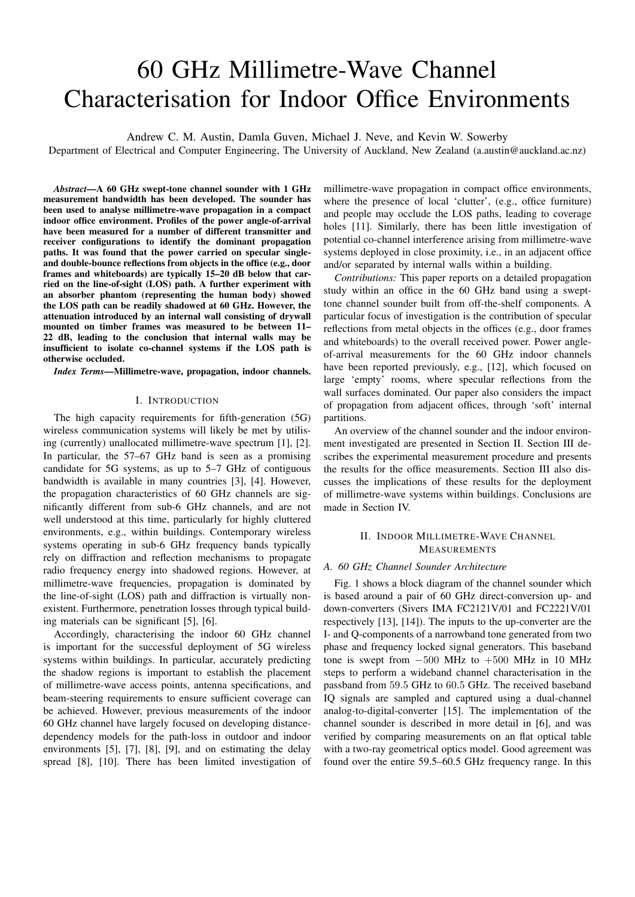# 60 GHz Millimetre-Wave Channel Characterisation for Indoor Office Environments

Andrew C. M. Austin, Damla Guven, Michael J. Neve, and Kevin W. Sowerby

Department of Electrical and Computer Engineering, The University of Auckland, New Zealand (a.austin@auckland.ac.nz)

***Abstract*—A 60 GHz swept-tone channel sounder with 1 GHz measurement bandwidth has been developed. The sounder has been used to analyse millimetre-wave propagation in a compact indoor office environment. Profiles of the power angle-of-arrival have been measured for a number of different transmitter and receiver configurations to identify the dominant propagation paths. It was found that the power carried on specular single- and double-bounce reflections from objects in the office (e.g., door frames and whiteboards) are typically 15–20 dB below that carried on the line-of-sight (LOS) path. A further experiment with an absorber phantom (representing the human body) showed the LOS path can be readily shadowed at 60 GHz. However, the attenuation introduced by an internal wall consisting of drywall mounted on timber frames was measured to be between 11–22 dB, leading to the conclusion that internal walls may be insufficient to isolate co-channel systems if the LOS path is otherwise occluded.**

***Index Terms*—Millimetre-wave, propagation, indoor channels.**

## I. Introduction

The high capacity requirements for fifth-generation (5G) wireless communication systems will likely be met by utilising (currently) unallocated millimetre-wave spectrum [1], [2]. In particular, the 57–67 GHz band is seen as a promising candidate for 5G systems, as up to 5–7 GHz of contiguous bandwidth is available in many countries [3], [4]. However, the propagation characteristics of 60 GHz channels are significantly different from sub-6 GHz channels, and are not well understood at this time, particularly for highly cluttered environments, e.g., within buildings. Contemporary wireless systems operating in sub-6 GHz frequency bands typically rely on diffraction and reflection mechanisms to propagate radio frequency energy into shadowed regions. However, at millimetre-wave frequencies, propagation is dominated by the line-of-sight (LOS) path and diffraction is virtually non-existent. Furthermore, penetration losses through typical building materials can be significant [5], [6].

Accordingly, characterising the indoor 60 GHz channel is important for the successful deployment of 5G wireless systems within buildings. In particular, accurately predicting the shadow regions is important to establish the placement of millimetre-wave access points, antenna specifications, and beam-steering requirements to ensure sufficient coverage can be achieved. However, previous measurements of the indoor 60 GHz channel have largely focused on developing distance-dependency models for the path-loss in outdoor and indoor environments [5], [7], [8], [9], and on estimating the delay spread [8], [10]. There has been limited investigation of millimetre-wave propagation in compact office environments, where the presence of local 'clutter', (e.g., office furniture) and people may occlude the LOS paths, leading to coverage holes [11]. Similarly, there has been little investigation of potential co-channel interference arising from millimetre-wave systems deployed in close proximity, i.e., in an adjacent office and/or separated by internal walls within a building.

*Contributions:* This paper reports on a detailed propagation study within an office in the 60 GHz band using a swept-tone channel sounder built from off-the-shelf components. A particular focus of investigation is the contribution of specular reflections from metal objects in the offices (e.g., door frames and whiteboards) to the overall received power. Power angle-of-arrival measurements for the 60 GHz indoor channels have been reported previously, e.g., [12], which focused on large 'empty' rooms, where specular reflections from the wall surfaces dominated. Our paper also considers the impact of propagation from adjacent offices, through 'soft' internal partitions.

An overview of the channel sounder and the indoor environment investigated are presented in Section II. Section III describes the experimental measurement procedure and presents the results for the office measurements. Section III also discusses the implications of these results for the deployment of millimetre-wave systems within buildings. Conclusions are made in Section IV.

## II. Indoor Millimetre-Wave Channel Measurements

### A. 60 GHz Channel Sounder Architecture

Fig. 1 shows a block diagram of the channel sounder which is based around a pair of 60 GHz direct-conversion up- and down-converters (Sivers IMA FC2121V/01 and FC2221V/01 respectively [13], [14]). The inputs to the up-converter are the I- and Q-components of a narrowband tone generated from two phase and frequency locked signal generators. This baseband tone is swept from $-500$ MHz to $+500$ MHz in 10 MHz steps to perform a wideband channel characterisation in the passband from $59.5$ GHz to $60.5$ GHz. The received baseband IQ signals are sampled and captured using a dual-channel analog-to-digital-converter [15]. The implementation of the channel sounder is described in more detail in [6], and was verified by comparing measurements on an flat optical table with a two-ray geometrical optics model. Good agreement was found over the entire 59.5–60.5 GHz frequency range. In this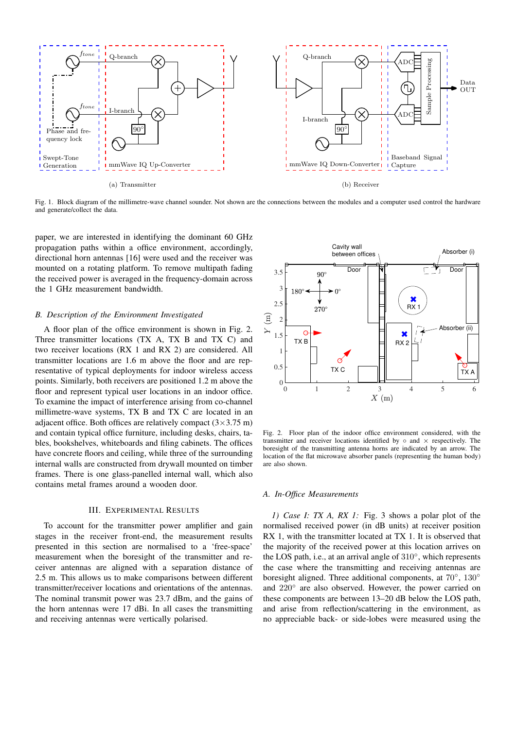(a) Transmitter

(b) Receiver

Fig. 1. Block diagram of the millimetre-wave channel sounder. Not shown are the connections between the modules and a computer used control the hardware and generate/collect the data.

paper, we are interested in identifying the dominant 60 GHz propagation paths within a office environment, accordingly, directional horn antennas [16] were used and the receiver was mounted on a rotating platform. To remove multipath fading the received power is averaged in the frequency-domain across the 1 GHz measurement bandwidth.

### B. Description of the Environment Investigated

A floor plan of the office environment is shown in Fig. 2. Three transmitter locations (TX A, TX B and TX C) and two receiver locations (RX 1 and RX 2) are considered. All transmitter locations are 1.6 m above the floor and are representative of typical deployments for indoor wireless access points. Similarly, both receivers are positioned 1.2 m above the floor and represent typical user locations in an indoor office. To examine the impact of interference arising from co-channel millimetre-wave systems, TX B and TX C are located in an adjacent office. Both offices are relatively compact ($3\times3.75$ m) and contain typical office furniture, including desks, chairs, tables, bookshelves, whiteboards and filing cabinets. The offices have concrete floors and ceiling, while three of the surrounding internal walls are constructed from drywall mounted on timber frames. There is one glass-panelled internal wall, which also contains metal frames around a wooden door.

## III. Experimental Results

To account for the transmitter power amplifier and gain stages in the receiver front-end, the measurement results presented in this section are normalised to a 'free-space' measurement when the boresight of the transmitter and receiver antennas are aligned with a separation distance of 2.5 m. This allows us to make comparisons between different transmitter/receiver locations and orientations of the antennas. The nominal transmit power was 23.7 dBm, and the gains of the horn antennas were 17 dBi. In all cases the transmitting and receiving antennas were vertically polarised.

Fig. 2. Floor plan of the indoor office environment considered, with the transmitter and receiver locations identified by ○ and × respectively. The boresight of the transmitting antenna horns are indicated by an arrow. The location of the flat microwave absorber panels (representing the human body) are also shown.

### A. In-Office Measurements

*1) Case I: TX A, RX 1:* Fig. 3 shows a polar plot of the normalised received power (in dB units) at receiver position RX 1, with the transmitter located at TX 1. It is observed that the majority of the received power at this location arrives on the LOS path, i.e., at an arrival angle of 310°, which represents the case where the transmitting and receiving antennas are boresight aligned. Three additional components, at 70°, 130° and 220° are also observed. However, the power carried on these components are between 13–20 dB below the LOS path, and arise from reflection/scattering in the environment, as no appreciable back- or side-lobes were measured using the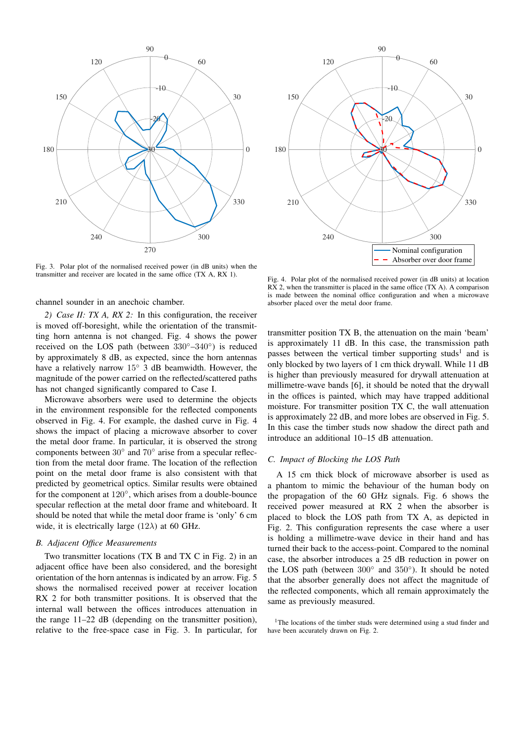Fig. 3. Polar plot of the normalised received power (in dB units) when the transmitter and receiver are located in the same office (TX A, RX 1).

Fig. 4. Polar plot of the normalised received power (in dB units) at location RX 2, when the transmitter is placed in the same office (TX A). A comparison is made between the nominal office configuration and when a microwave absorber placed over the metal door frame.

channel sounder in an anechoic chamber.

*2) Case II: TX A, RX 2:* In this configuration, the receiver is moved off-boresight, while the orientation of the transmitting horn antenna is not changed. Fig. 4 shows the power received on the LOS path (between $330°$–$340°$) is reduced by approximately 8 dB, as expected, since the horn antennas have a relatively narrow $15°$ 3 dB beamwidth. However, the magnitude of the power carried on the reflected/scattered paths has not changed significantly compared to Case I.

Microwave absorbers were used to determine the objects in the environment responsible for the reflected components observed in Fig. 4. For example, the dashed curve in Fig. 4 shows the impact of placing a microwave absorber to cover the metal door frame. In particular, it is observed the strong components between $30°$ and $70°$ arise from a specular reflection from the metal door frame. The location of the reflection point on the metal door frame is also consistent with that predicted by geometrical optics. Similar results were obtained for the component at $120°$, which arises from a double-bounce specular reflection at the metal door frame and whiteboard. It should be noted that while the metal door frame is 'only' 6 cm wide, it is electrically large ($12\lambda$) at 60 GHz.

### B. Adjacent Office Measurements

Two transmitter locations (TX B and TX C in Fig. 2) in an adjacent office have been also considered, and the boresight orientation of the horn antennas is indicated by an arrow. Fig. 5 shows the normalised received power at receiver location RX 2 for both transmitter positions. It is observed that the internal wall between the offices introduces attenuation in the range 11–22 dB (depending on the transmitter position), relative to the free-space case in Fig. 3. In particular, for transmitter position TX B, the attenuation on the main 'beam' is approximately 11 dB. In this case, the transmission path passes between the vertical timber supporting studs[1] and is only blocked by two layers of 1 cm thick drywall. While 11 dB is higher than previously measured for drywall attenuation at millimetre-wave bands [6], it should be noted that the drywall in the offices is painted, which may have trapped additional moisture. For transmitter position TX C, the wall attenuation is approximately 22 dB, and more lobes are observed in Fig. 5. In this case the timber studs now shadow the direct path and introduce an additional 10–15 dB attenuation.

### C. Impact of Blocking the LOS Path

A 15 cm thick block of microwave absorber is used as a phantom to mimic the behaviour of the human body on the propagation of the 60 GHz signals. Fig. 6 shows the received power measured at RX 2 when the absorber is placed to block the LOS path from TX A, as depicted in Fig. 2. This configuration represents the case where a user is holding a millimetre-wave device in their hand and has turned their back to the access-point. Compared to the nominal case, the absorber introduces a 25 dB reduction in power on the LOS path (between $300°$ and $350°$). It should be noted that the absorber generally does not affect the magnitude of the reflected components, which all remain approximately the same as previously measured.

[1]The locations of the timber studs were determined using a stud finder and have been accurately drawn on Fig. 2.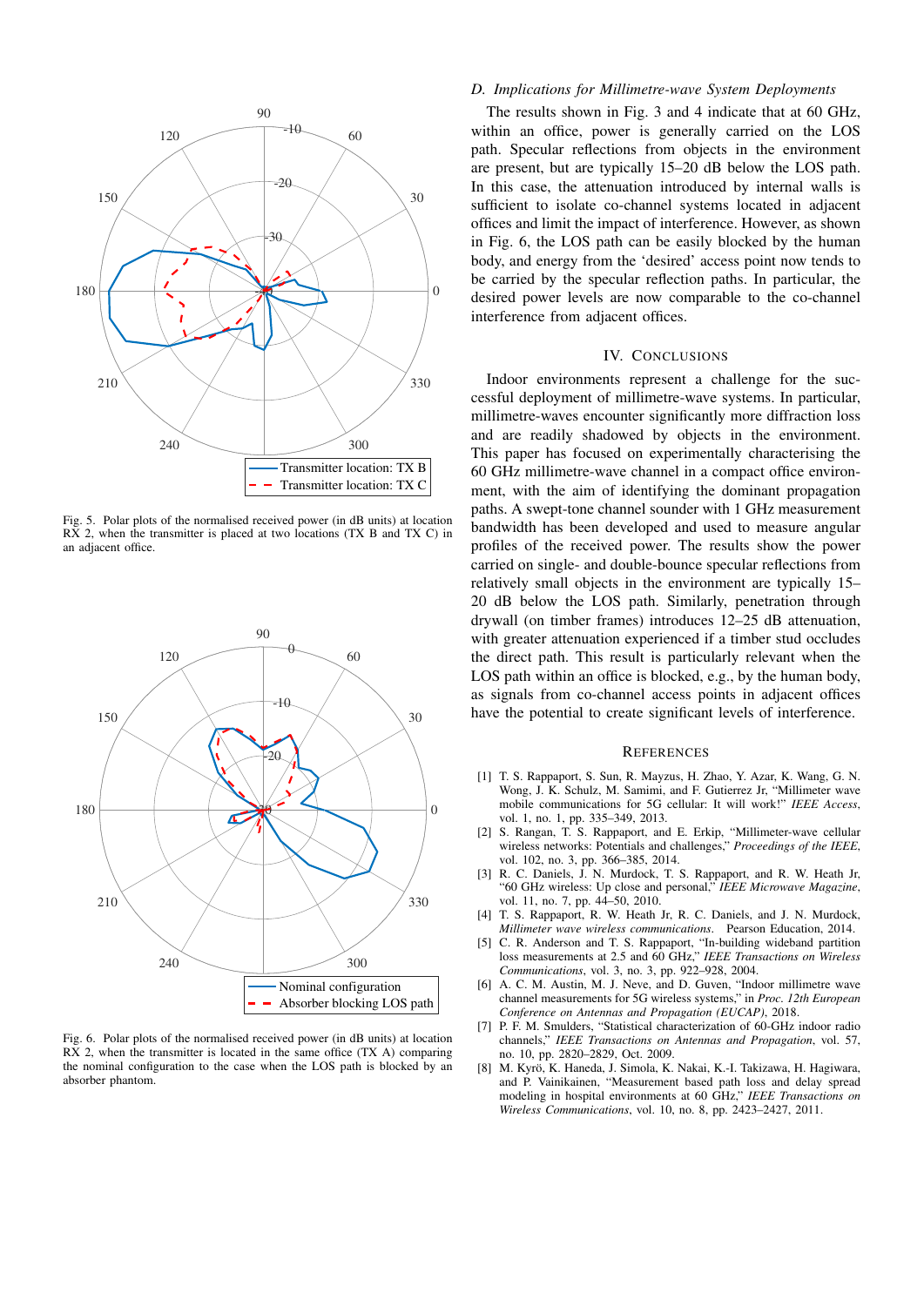Fig. 5. Polar plots of the normalised received power (in dB units) at location RX 2, when the transmitter is placed at two locations (TX B and TX C) in an adjacent office.

Fig. 6. Polar plots of the normalised received power (in dB units) at location RX 2, when the transmitter is located in the same office (TX A) comparing the nominal configuration to the case when the LOS path is blocked by an absorber phantom.

### *D. Implications for Millimetre-wave System Deployments*

The results shown in Fig. 3 and 4 indicate that at 60 GHz, within an office, power is generally carried on the LOS path. Specular reflections from objects in the environment are present, but are typically 15–20 dB below the LOS path. In this case, the attenuation introduced by internal walls is sufficient to isolate co-channel systems located in adjacent offices and limit the impact of interference. However, as shown in Fig. 6, the LOS path can be easily blocked by the human body, and energy from the 'desired' access point now tends to be carried by the specular reflection paths. In particular, the desired power levels are now comparable to the co-channel interference from adjacent offices.

## IV. Conclusions

Indoor environments represent a challenge for the successful deployment of millimetre-wave systems. In particular, millimetre-waves encounter significantly more diffraction loss and are readily shadowed by objects in the environment. This paper has focused on experimentally characterising the 60 GHz millimetre-wave channel in a compact office environment, with the aim of identifying the dominant propagation paths. A swept-tone channel sounder with 1 GHz measurement bandwidth has been developed and used to measure angular profiles of the received power. The results show the power carried on single- and double-bounce specular reflections from relatively small objects in the environment are typically 15–20 dB below the LOS path. Similarly, penetration through drywall (on timber frames) introduces 12–25 dB attenuation, with greater attenuation experienced if a timber stud occludes the direct path. This result is particularly relevant when the LOS path within an office is blocked, e.g., by the human body, as signals from co-channel access points in adjacent offices have the potential to create significant levels of interference.

## References

[1] T. S. Rappaport, S. Sun, R. Mayzus, H. Zhao, Y. Azar, K. Wang, G. N. Wong, J. K. Schulz, M. Samimi, and F. Gutierrez Jr, "Millimeter wave mobile communications for 5G cellular: It will work!" *IEEE Access*, vol. 1, no. 1, pp. 335–349, 2013.

[2] S. Rangan, T. S. Rappaport, and E. Erkip, "Millimeter-wave cellular wireless networks: Potentials and challenges," *Proceedings of the IEEE*, vol. 102, no. 3, pp. 366–385, 2014.

[3] R. C. Daniels, J. N. Murdock, T. S. Rappaport, and R. W. Heath Jr, "60 GHz wireless: Up close and personal," *IEEE Microwave Magazine*, vol. 11, no. 7, pp. 44–50, 2010.

[4] T. S. Rappaport, R. W. Heath Jr, R. C. Daniels, and J. N. Murdock, *Millimeter wave wireless communications*. Pearson Education, 2014.

[5] C. R. Anderson and T. S. Rappaport, "In-building wideband partition loss measurements at 2.5 and 60 GHz," *IEEE Transactions on Wireless Communications*, vol. 3, no. 3, pp. 922–928, 2004.

[6] A. C. M. Austin, M. J. Neve, and D. Guven, "Indoor millimetre wave channel measurements for 5G wireless systems," in *Proc. 12th European Conference on Antennas and Propagation (EUCAP)*, 2018.

[7] P. F. M. Smulders, "Statistical characterization of 60-GHz indoor radio channels," *IEEE Transactions on Antennas and Propagation*, vol. 57, no. 10, pp. 2820–2829, Oct. 2009.

[8] M. Kyrö, K. Haneda, J. Simola, K. Nakai, K.-I. Takizawa, H. Hagiwara, and P. Vainikainen, "Measurement based path loss and delay spread modeling in hospital environments at 60 GHz," *IEEE Transactions on Wireless Communications*, vol. 10, no. 8, pp. 2423–2427, 2011.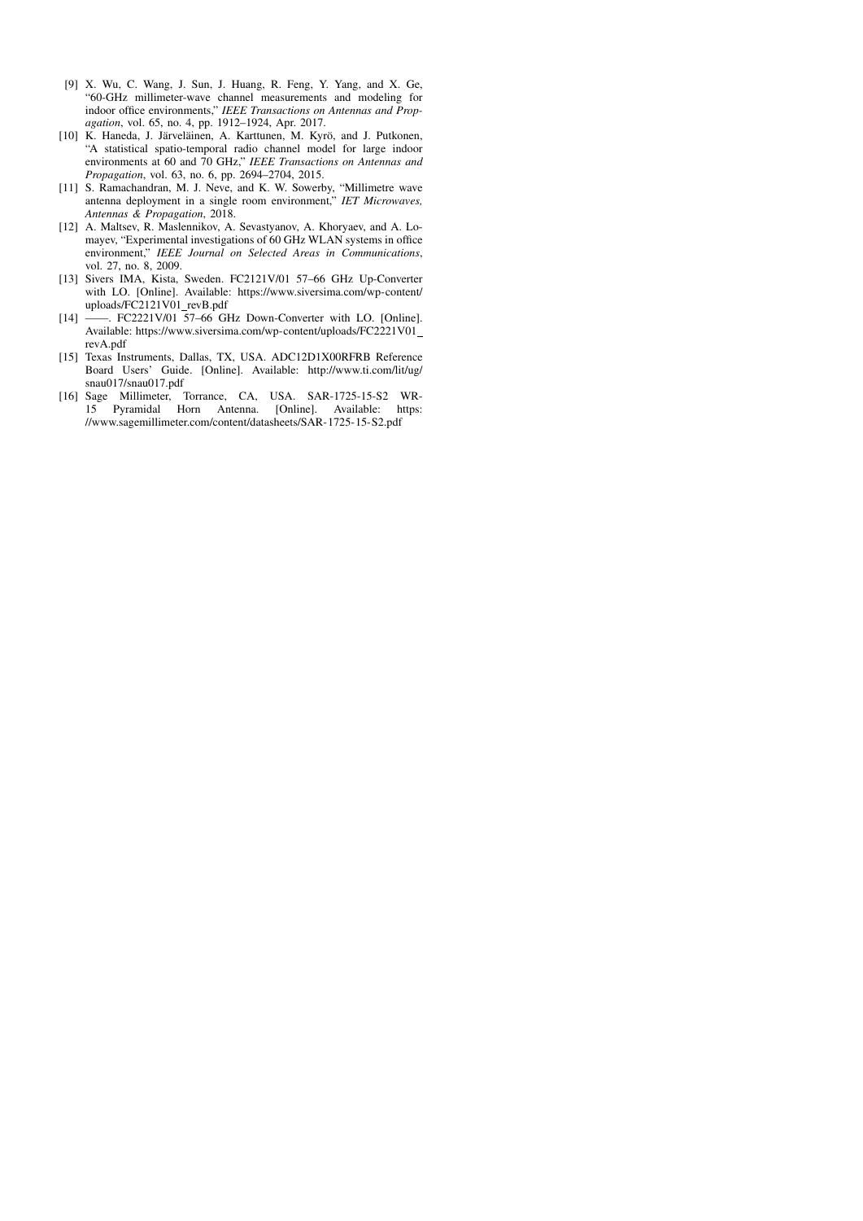[9] X. Wu, C. Wang, J. Sun, J. Huang, R. Feng, Y. Yang, and X. Ge, "60-GHz millimeter-wave channel measurements and modeling for indoor office environments," *IEEE Transactions on Antennas and Propagation*, vol. 65, no. 4, pp. 1912–1924, Apr. 2017.

[10] K. Haneda, J. Järveläinen, A. Karttunen, M. Kyrö, and J. Putkonen, "A statistical spatio-temporal radio channel model for large indoor environments at 60 and 70 GHz," *IEEE Transactions on Antennas and Propagation*, vol. 63, no. 6, pp. 2694–2704, 2015.

[11] S. Ramachandran, M. J. Neve, and K. W. Sowerby, "Millimetre wave antenna deployment in a single room environment," *IET Microwaves, Antennas & Propagation*, 2018.

[12] A. Maltsev, R. Maslennikov, A. Sevastyanov, A. Khoryaev, and A. Lomayev, "Experimental investigations of 60 GHz WLAN systems in office environment," *IEEE Journal on Selected Areas in Communications*, vol. 27, no. 8, 2009.

[13] Sivers IMA, Kista, Sweden. FC2121V/01 57–66 GHz Up-Converter with LO. [Online]. Available: https://www.siversima.com/wp-content/uploads/FC2121V01_revB.pdf

[14] ——. FC2221V/01 57–66 GHz Down-Converter with LO. [Online]. Available: https://www.siversima.com/wp-content/uploads/FC2221V01_revA.pdf

[15] Texas Instruments, Dallas, TX, USA. ADC12D1X00RFRB Reference Board Users' Guide. [Online]. Available: http://www.ti.com/lit/ug/snau017/snau017.pdf

[16] Sage Millimeter, Torrance, CA, USA. SAR-1725-15-S2 WR-15 Pyramidal Horn Antenna. [Online]. Available: https://www.sagemillimeter.com/content/datasheets/SAR-1725-15-S2.pdf